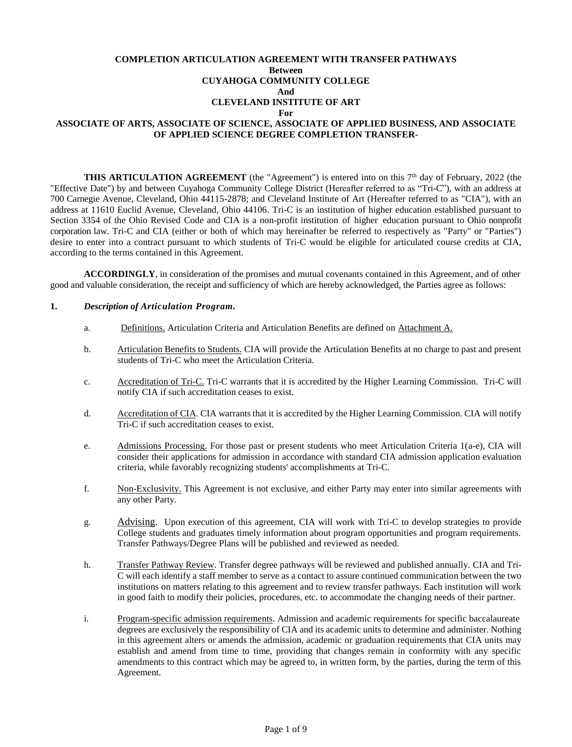# COMPLETION ARTICULATION AGREEMENT WITH TRANSFER PATHWAYS
## Between
## CUYAHOGA COMMUNITY COLLEGE
## And
## CLEVELAND INSTITUTE OF ART
## For
## ASSOCIATE OF ARTS, ASSOCIATE OF SCIENCE, ASSOCIATE OF APPLIED BUSINESS, AND ASSOCIATE OF APPLIED SCIENCE DEGREE COMPLETION TRANSFER-

**THIS ARTICULATION AGREEMENT** (the "Agreement") is entered into on this 7th day of February, 2022 (the "Effective Date") by and between Cuyahoga Community College District (Hereafter referred to as "Tri-C"), with an address at 700 Carnegie Avenue, Cleveland, Ohio 44115-2878; and Cleveland Institute of Art (Hereafter referred to as "CIA"), with an address at 11610 Euclid Avenue, Cleveland, Ohio 44106. Tri-C is an institution of higher education established pursuant to Section 3354 of the Ohio Revised Code and CIA is a non-profit institution of higher education pursuant to Ohio nonprofit corporation law. Tri-C and CIA (either or both of which may hereinafter be referred to respectively as "Party" or "Parties") desire to enter into a contract pursuant to which students of Tri-C would be eligible for articulated course credits at CIA, according to the terms contained in this Agreement.

**ACCORDINGLY**, in consideration of the promises and mutual covenants contained in this Agreement, and of other good and valuable consideration, the receipt and sufficiency of which are hereby acknowledged, the Parties agree as follows:

**1.** ***Description of Articulation Program.***

a. Definitions. Articulation Criteria and Articulation Benefits are defined on Attachment A.

b. Articulation Benefits to Students. CIA will provide the Articulation Benefits at no charge to past and present students of Tri-C who meet the Articulation Criteria.

c. Accreditation of Tri-C. Tri-C warrants that it is accredited by the Higher Learning Commission. Tri-C will notify CIA if such accreditation ceases to exist.

d. Accreditation of CIA. CIA warrants that it is accredited by the Higher Learning Commission. CIA will notify Tri-C if such accreditation ceases to exist.

e. Admissions Processing. For those past or present students who meet Articulation Criteria 1(a-e), CIA will consider their applications for admission in accordance with standard CIA admission application evaluation criteria, while favorably recognizing students' accomplishments at Tri-C.

f. Non-Exclusivity. This Agreement is not exclusive, and either Party may enter into similar agreements with any other Party.

g. Advising. Upon execution of this agreement, CIA will work with Tri-C to develop strategies to provide College students and graduates timely information about program opportunities and program requirements. Transfer Pathways/Degree Plans will be published and reviewed as needed.

h. Transfer Pathway Review. Transfer degree pathways will be reviewed and published annually. CIA and Tri-C will each identify a staff member to serve as a contact to assure continued communication between the two institutions on matters relating to this agreement and to review transfer pathways. Each institution will work in good faith to modify their policies, procedures, etc. to accommodate the changing needs of their partner.

i. Program-specific admission requirements. Admission and academic requirements for specific baccalaureate degrees are exclusively the responsibility of CIA and its academic units to determine and administer. Nothing in this agreement alters or amends the admission, academic or graduation requirements that CIA units may establish and amend from time to time, providing that changes remain in conformity with any specific amendments to this contract which may be agreed to, in written form, by the parties, during the term of this Agreement.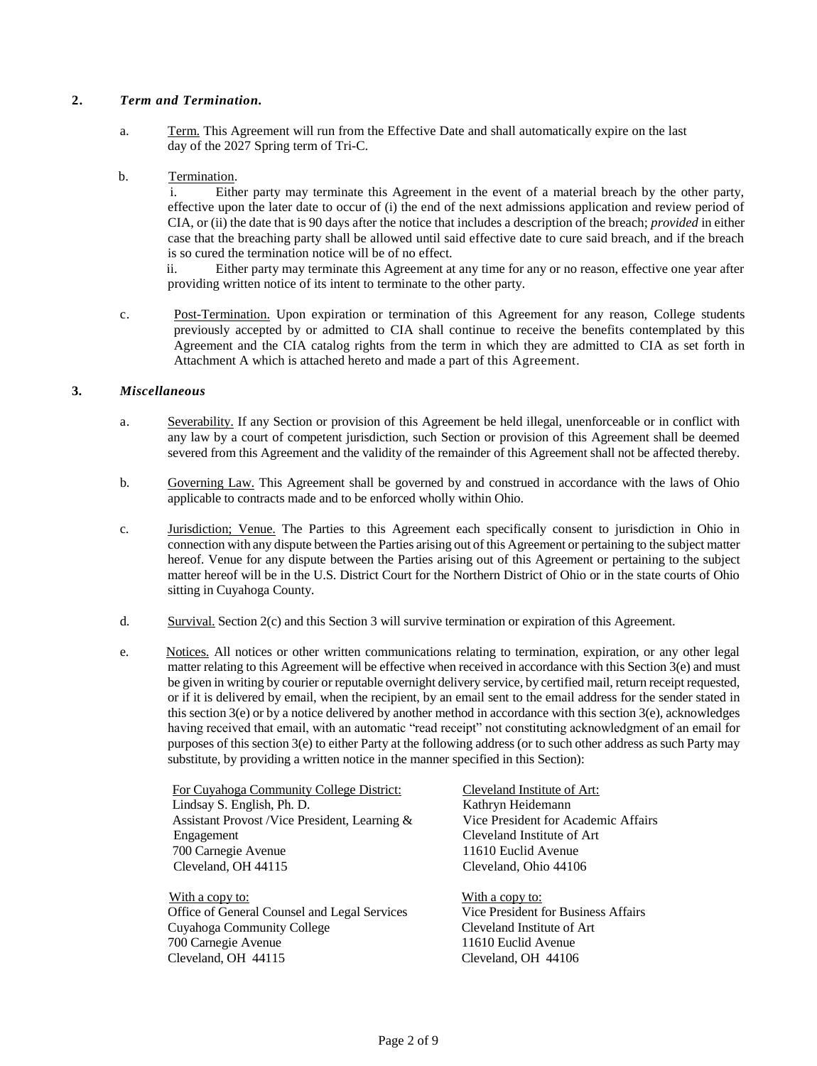## 2. *Term and Termination.*

a. <u>Term.</u> This Agreement will run from the Effective Date and shall automatically expire on the last day of the 2027 Spring term of Tri-C.

b. <u>Termination</u>.

i. Either party may terminate this Agreement in the event of a material breach by the other party, effective upon the later date to occur of (i) the end of the next admissions application and review period of CIA, or (ii) the date that is 90 days after the notice that includes a description of the breach; *provided* in either case that the breaching party shall be allowed until said effective date to cure said breach, and if the breach is so cured the termination notice will be of no effect.

ii. Either party may terminate this Agreement at any time for any or no reason, effective one year after providing written notice of its intent to terminate to the other party.

c. <u>Post-Termination.</u> Upon expiration or termination of this Agreement for any reason, College students previously accepted by or admitted to CIA shall continue to receive the benefits contemplated by this Agreement and the CIA catalog rights from the term in which they are admitted to CIA as set forth in Attachment A which is attached hereto and made a part of this Agreement.

## 3. *Miscellaneous*

a. <u>Severability.</u> If any Section or provision of this Agreement be held illegal, unenforceable or in conflict with any law by a court of competent jurisdiction, such Section or provision of this Agreement shall be deemed severed from this Agreement and the validity of the remainder of this Agreement shall not be affected thereby.

b. <u>Governing Law.</u> This Agreement shall be governed by and construed in accordance with the laws of Ohio applicable to contracts made and to be enforced wholly within Ohio.

c. <u>Jurisdiction; Venue.</u> The Parties to this Agreement each specifically consent to jurisdiction in Ohio in connection with any dispute between the Parties arising out of this Agreement or pertaining to the subject matter hereof. Venue for any dispute between the Parties arising out of this Agreement or pertaining to the subject matter hereof will be in the U.S. District Court for the Northern District of Ohio or in the state courts of Ohio sitting in Cuyahoga County.

d. <u>Survival.</u> Section 2(c) and this Section 3 will survive termination or expiration of this Agreement.

e. <u>Notices.</u> All notices or other written communications relating to termination, expiration, or any other legal matter relating to this Agreement will be effective when received in accordance with this Section 3(e) and must be given in writing by courier or reputable overnight delivery service, by certified mail, return receipt requested, or if it is delivered by email, when the recipient, by an email sent to the email address for the sender stated in this section 3(e) or by a notice delivered by another method in accordance with this section 3(e), acknowledges having received that email, with an automatic "read receipt" not constituting acknowledgment of an email for purposes of this section 3(e) to either Party at the following address (or to such other address as such Party may substitute, by providing a written notice in the manner specified in this Section):

<u>For Cuyahoga Community College District:</u>
Lindsay S. English, Ph. D.
Assistant Provost /Vice President, Learning & Engagement
700 Carnegie Avenue
Cleveland, OH 44115

<u>With a copy to:</u>
Office of General Counsel and Legal Services
Cuyahoga Community College
700 Carnegie Avenue
Cleveland, OH 44115

<u>Cleveland Institute of Art:</u>
Kathryn Heidemann
Vice President for Academic Affairs
Cleveland Institute of Art
11610 Euclid Avenue
Cleveland, Ohio 44106

<u>With a copy to:</u>
Vice President for Business Affairs
Cleveland Institute of Art
11610 Euclid Avenue
Cleveland, OH 44106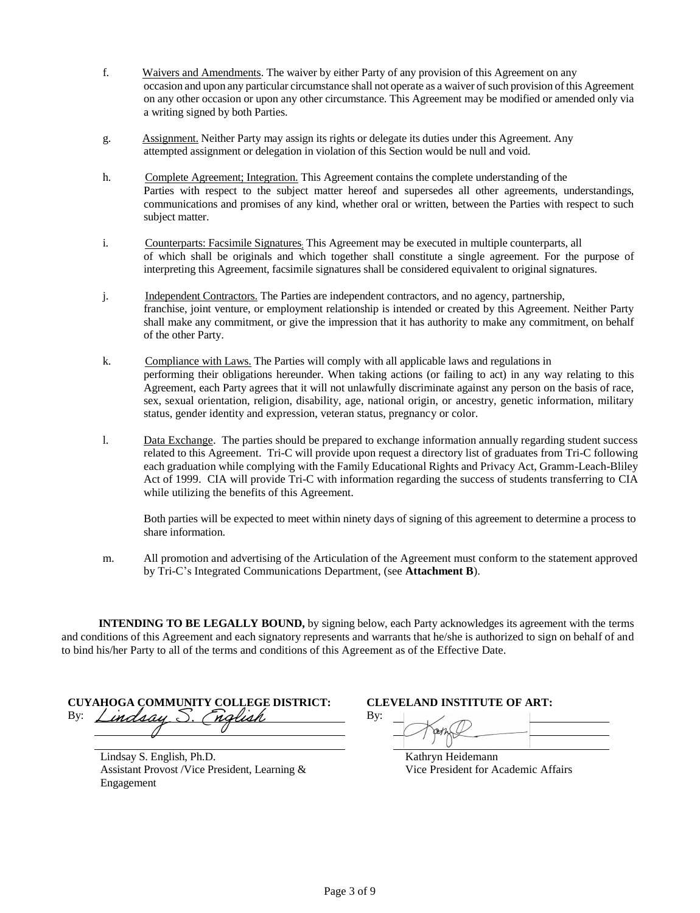f. Waivers and Amendments. The waiver by either Party of any provision of this Agreement on any occasion and upon any particular circumstance shall not operate as a waiver of such provision of this Agreement on any other occasion or upon any other circumstance. This Agreement may be modified or amended only via a writing signed by both Parties.

g. Assignment. Neither Party may assign its rights or delegate its duties under this Agreement. Any attempted assignment or delegation in violation of this Section would be null and void.

h. Complete Agreement; Integration. This Agreement contains the complete understanding of the Parties with respect to the subject matter hereof and supersedes all other agreements, understandings, communications and promises of any kind, whether oral or written, between the Parties with respect to such subject matter.

i. Counterparts: Facsimile Signatures. This Agreement may be executed in multiple counterparts, all of which shall be originals and which together shall constitute a single agreement. For the purpose of interpreting this Agreement, facsimile signatures shall be considered equivalent to original signatures.

j. Independent Contractors. The Parties are independent contractors, and no agency, partnership, franchise, joint venture, or employment relationship is intended or created by this Agreement. Neither Party shall make any commitment, or give the impression that it has authority to make any commitment, on behalf of the other Party.

k. Compliance with Laws. The Parties will comply with all applicable laws and regulations in performing their obligations hereunder. When taking actions (or failing to act) in any way relating to this Agreement, each Party agrees that it will not unlawfully discriminate against any person on the basis of race, sex, sexual orientation, religion, disability, age, national origin, or ancestry, genetic information, military status, gender identity and expression, veteran status, pregnancy or color.

l. Data Exchange. The parties should be prepared to exchange information annually regarding student success related to this Agreement. Tri-C will provide upon request a directory list of graduates from Tri-C following each graduation while complying with the Family Educational Rights and Privacy Act, Gramm-Leach-Bliley Act of 1999. CIA will provide Tri-C with information regarding the success of students transferring to CIA while utilizing the benefits of this Agreement.

Both parties will be expected to meet within ninety days of signing of this agreement to determine a process to share information.

m. All promotion and advertising of the Articulation of the Agreement must conform to the statement approved by Tri-C's Integrated Communications Department, (see **Attachment B**).

**INTENDING TO BE LEGALLY BOUND,** by signing below, each Party acknowledges its agreement with the terms and conditions of this Agreement and each signatory represents and warrants that he/she is authorized to sign on behalf of and to bind his/her Party to all of the terms and conditions of this Agreement as of the Effective Date.

**CUYAHOGA COMMUNITY COLLEGE DISTRICT:**

By: *Lindsay S. English*

Lindsay S. English, Ph.D.
Assistant Provost /Vice President, Learning & Engagement

**CLEVELAND INSTITUTE OF ART:**

By: [signature]

Kathryn Heidemann
Vice President for Academic Affairs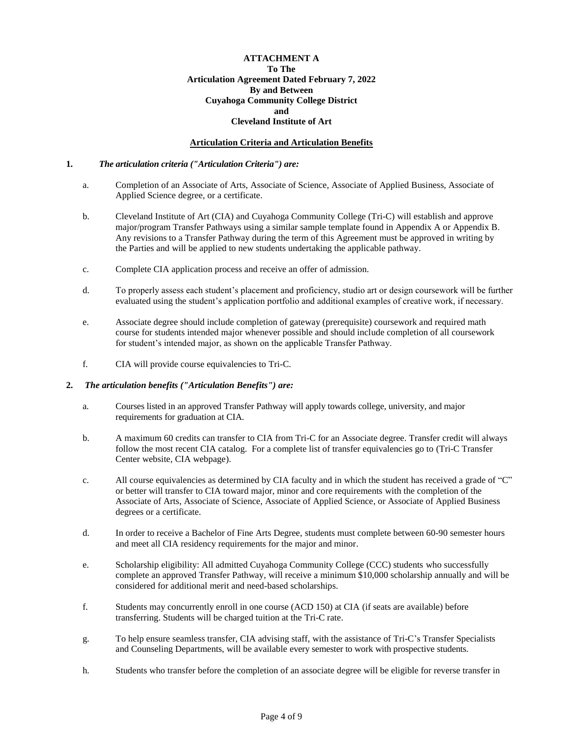**ATTACHMENT A**
**To The**
**Articulation Agreement Dated February 7, 2022**
**By and Between**
**Cuyahoga Community College District**
**and**
**Cleveland Institute of Art**

**Articulation Criteria and Articulation Benefits**

**1.** ***The articulation criteria ("Articulation Criteria") are:***

a. Completion of an Associate of Arts, Associate of Science, Associate of Applied Business, Associate of Applied Science degree, or a certificate.

b. Cleveland Institute of Art (CIA) and Cuyahoga Community College (Tri-C) will establish and approve major/program Transfer Pathways using a similar sample template found in Appendix A or Appendix B. Any revisions to a Transfer Pathway during the term of this Agreement must be approved in writing by the Parties and will be applied to new students undertaking the applicable pathway.

c. Complete CIA application process and receive an offer of admission.

d. To properly assess each student's placement and proficiency, studio art or design coursework will be further evaluated using the student's application portfolio and additional examples of creative work, if necessary.

e. Associate degree should include completion of gateway (prerequisite) coursework and required math course for students intended major whenever possible and should include completion of all coursework for student's intended major, as shown on the applicable Transfer Pathway.

f. CIA will provide course equivalencies to Tri-C.

**2.** ***The articulation benefits ("Articulation Benefits") are:***

a. Courses listed in an approved Transfer Pathway will apply towards college, university, and major requirements for graduation at CIA.

b. A maximum 60 credits can transfer to CIA from Tri-C for an Associate degree. Transfer credit will always follow the most recent CIA catalog. For a complete list of transfer equivalencies go to (Tri-C Transfer Center website, CIA webpage).

c. All course equivalencies as determined by CIA faculty and in which the student has received a grade of "C" or better will transfer to CIA toward major, minor and core requirements with the completion of the Associate of Arts, Associate of Science, Associate of Applied Science, or Associate of Applied Business degrees or a certificate.

d. In order to receive a Bachelor of Fine Arts Degree, students must complete between 60-90 semester hours and meet all CIA residency requirements for the major and minor.

e. Scholarship eligibility: All admitted Cuyahoga Community College (CCC) students who successfully complete an approved Transfer Pathway, will receive a minimum $10,000 scholarship annually and will be considered for additional merit and need-based scholarships.

f. Students may concurrently enroll in one course (ACD 150) at CIA (if seats are available) before transferring. Students will be charged tuition at the Tri-C rate.

g. To help ensure seamless transfer, CIA advising staff, with the assistance of Tri-C's Transfer Specialists and Counseling Departments, will be available every semester to work with prospective students.

h. Students who transfer before the completion of an associate degree will be eligible for reverse transfer in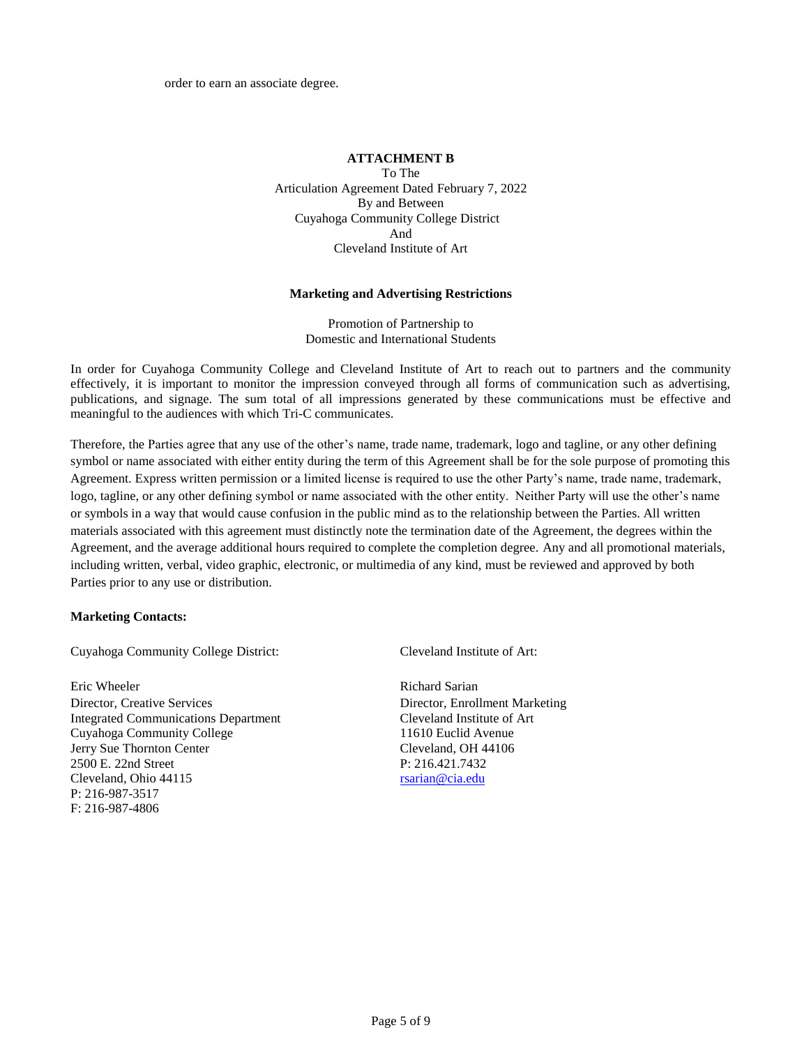order to earn an associate degree.

**ATTACHMENT B**

To The
Articulation Agreement Dated February 7, 2022
By and Between
Cuyahoga Community College District
And
Cleveland Institute of Art

**Marketing and Advertising Restrictions**

Promotion of Partnership to
Domestic and International Students

In order for Cuyahoga Community College and Cleveland Institute of Art to reach out to partners and the community effectively, it is important to monitor the impression conveyed through all forms of communication such as advertising, publications, and signage. The sum total of all impressions generated by these communications must be effective and meaningful to the audiences with which Tri-C communicates.

Therefore, the Parties agree that any use of the other's name, trade name, trademark, logo and tagline, or any other defining symbol or name associated with either entity during the term of this Agreement shall be for the sole purpose of promoting this Agreement. Express written permission or a limited license is required to use the other Party's name, trade name, trademark, logo, tagline, or any other defining symbol or name associated with the other entity. Neither Party will use the other's name or symbols in a way that would cause confusion in the public mind as to the relationship between the Parties. All written materials associated with this agreement must distinctly note the termination date of the Agreement, the degrees within the Agreement, and the average additional hours required to complete the completion degree. Any and all promotional materials, including written, verbal, video graphic, electronic, or multimedia of any kind, must be reviewed and approved by both Parties prior to any use or distribution.

**Marketing Contacts:**

Cuyahoga Community College District:

Eric Wheeler
Director, Creative Services
Integrated Communications Department
Cuyahoga Community College
Jerry Sue Thornton Center
2500 E. 22nd Street
Cleveland, Ohio 44115
P: 216-987-3517
F: 216-987-4806

Cleveland Institute of Art:

Richard Sarian
Director, Enrollment Marketing
Cleveland Institute of Art
11610 Euclid Avenue
Cleveland, OH 44106
P: 216.421.7432
rsarian@cia.edu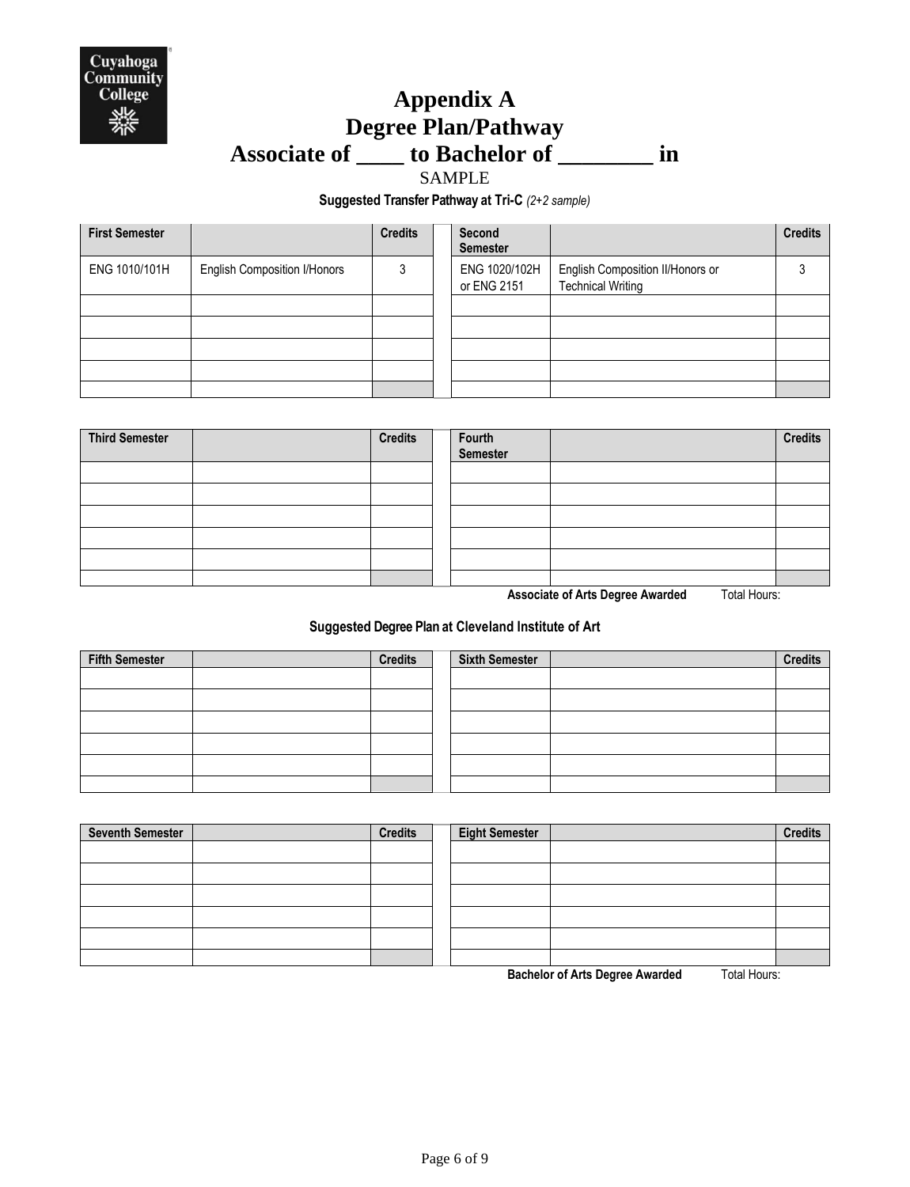# Appendix A
# Degree Plan/Pathway
# Associate of ____ to Bachelor of ________ in

SAMPLE

**Suggested Transfer Pathway at Tri-C** *(2+2 sample)*

| First Semester | | Credits | Second Semester | | Credits |
|---|---|---|---|---|---|
| ENG 1010/101H | English Composition I/Honors | 3 | ENG 1020/102H or ENG 2151 | English Composition II/Honors or Technical Writing | 3 |
| | | | | | |
| | | | | | |
| | | | | | |
| | | | | | |
| | | | | | |

| Third Semester | | Credits | Fourth Semester | | Credits |
|---|---|---|---|---|---|
| | | | | | |
| | | | | | |
| | | | | | |
| | | | | | |
| | | | | | |
| | | | | | |

**Associate of Arts Degree Awarded** Total Hours:

**Suggested Degree Plan at Cleveland Institute of Art**

| Fifth Semester | | Credits | Sixth Semester | | Credits |
|---|---|---|---|---|---|
| | | | | | |
| | | | | | |
| | | | | | |
| | | | | | |
| | | | | | |
| | | | | | |

| Seventh Semester | | Credits | Eight Semester | | Credits |
|---|---|---|---|---|---|
| | | | | | |
| | | | | | |
| | | | | | |
| | | | | | |
| | | | | | |
| | | | | | |

**Bachelor of Arts Degree Awarded** Total Hours: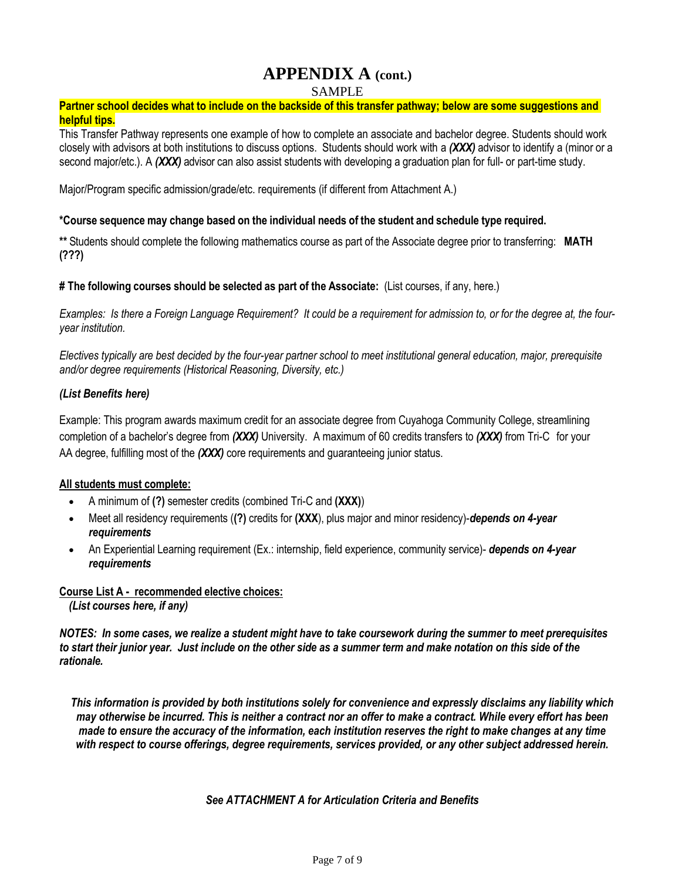# APPENDIX A (cont.)

SAMPLE

**Partner school decides what to include on the backside of this transfer pathway; below are some suggestions and helpful tips.**

This Transfer Pathway represents one example of how to complete an associate and bachelor degree. Students should work closely with advisors at both institutions to discuss options. Students should work with a ***(XXX)*** advisor to identify a (minor or a second major/etc.). A ***(XXX)*** advisor can also assist students with developing a graduation plan for full- or part-time study.

Major/Program specific admission/grade/etc. requirements (if different from Attachment A.)

**\*Course sequence may change based on the individual needs of the student and schedule type required.**

**\*\*** Students should complete the following mathematics course as part of the Associate degree prior to transferring: **MATH (???)**

**# The following courses should be selected as part of the Associate:** (List courses, if any, here.)

*Examples: Is there a Foreign Language Requirement? It could be a requirement for admission to, or for the degree at, the four-year institution.*

*Electives typically are best decided by the four-year partner school to meet institutional general education, major, prerequisite and/or degree requirements (Historical Reasoning, Diversity, etc.)*

***(List Benefits here)***

Example: This program awards maximum credit for an associate degree from Cuyahoga Community College, streamlining completion of a bachelor's degree from ***(XXX)*** University. A maximum of 60 credits transfers to ***(XXX)*** from Tri-C for your AA degree, fulfilling most of the ***(XXX)*** core requirements and guaranteeing junior status.

**<u>All students must complete:</u>**

- A minimum of **(?)** semester credits (combined Tri-C and **(XXX)**)
- Meet all residency requirements (**(?)** credits for **(XXX**), plus major and minor residency)-***depends on 4-year requirements***
- An Experiential Learning requirement (Ex.: internship, field experience, community service)- ***depends on 4-year requirements***

**<u>Course List A - recommended elective choices:</u>**

***(List courses here, if any)***

***NOTES: In some cases, we realize a student might have to take coursework during the summer to meet prerequisites to start their junior year. Just include on the other side as a summer term and make notation on this side of the rationale.***

***This information is provided by both institutions solely for convenience and expressly disclaims any liability which may otherwise be incurred. This is neither a contract nor an offer to make a contract. While every effort has been made to ensure the accuracy of the information, each institution reserves the right to make changes at any time with respect to course offerings, degree requirements, services provided, or any other subject addressed herein.***

***See ATTACHMENT A for Articulation Criteria and Benefits***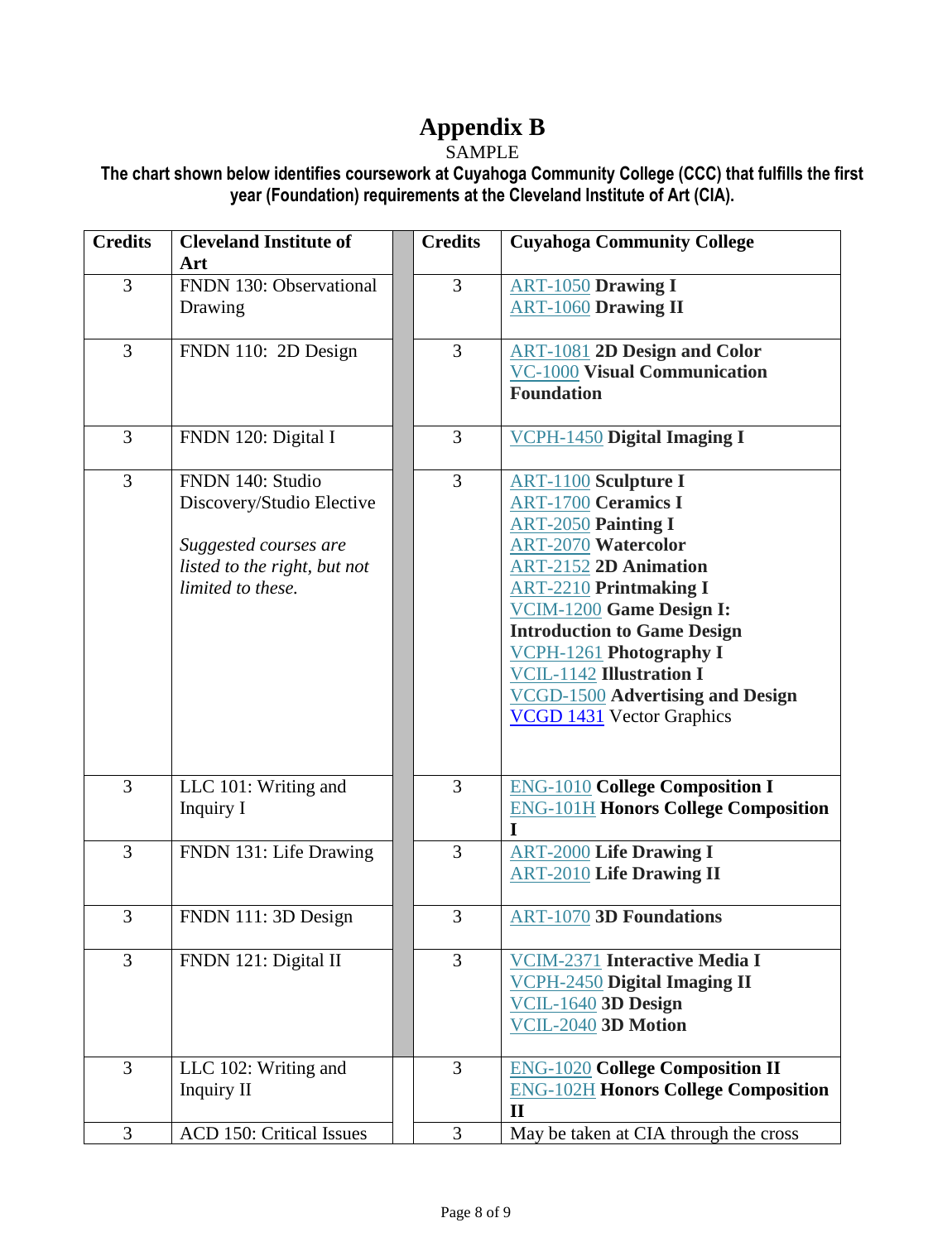# Appendix B

SAMPLE

**The chart shown below identifies coursework at Cuyahoga Community College (CCC) that fulfills the first year (Foundation) requirements at the Cleveland Institute of Art (CIA).**

| Credits | Cleveland Institute of Art | | Credits | Cuyahoga Community College |
|---|---|---|---|---|
| 3 | FNDN 130: Observational Drawing | | 3 | ART-1050 **Drawing I**<br>ART-1060 **Drawing II** |
| 3 | FNDN 110: 2D Design | | 3 | ART-1081 **2D Design and Color**<br>VC-1000 **Visual Communication Foundation** |
| 3 | FNDN 120: Digital I | | 3 | VCPH-1450 **Digital Imaging I** |
| 3 | FNDN 140: Studio Discovery/Studio Elective<br><br>*Suggested courses are listed to the right, but not limited to these.* | | 3 | ART-1100 **Sculpture I**<br>ART-1700 **Ceramics I**<br>ART-2050 **Painting I**<br>ART-2070 **Watercolor**<br>ART-2152 **2D Animation**<br>ART-2210 **Printmaking I**<br>VCIM-1200 **Game Design I: Introduction to Game Design**<br>VCPH-1261 **Photography I**<br>VCIL-1142 **Illustration I**<br>VCGD-1500 **Advertising and Design**<br>VCGD 1431 Vector Graphics |
| 3 | LLC 101: Writing and Inquiry I | | 3 | ENG-1010 **College Composition I**<br>ENG-101H **Honors College Composition I** |
| 3 | FNDN 131: Life Drawing | | 3 | ART-2000 **Life Drawing I**<br>ART-2010 **Life Drawing II** |
| 3 | FNDN 111: 3D Design | | 3 | ART-1070 **3D Foundations** |
| 3 | FNDN 121: Digital II | | 3 | VCIM-2371 **Interactive Media I**<br>VCPH-2450 **Digital Imaging II**<br>VCIL-1640 **3D Design**<br>VCIL-2040 **3D Motion** |
| 3 | LLC 102: Writing and Inquiry II | | 3 | ENG-1020 **College Composition II**<br>ENG-102H **Honors College Composition II** |
| 3 | ACD 150: Critical Issues | | 3 | May be taken at CIA through the cross |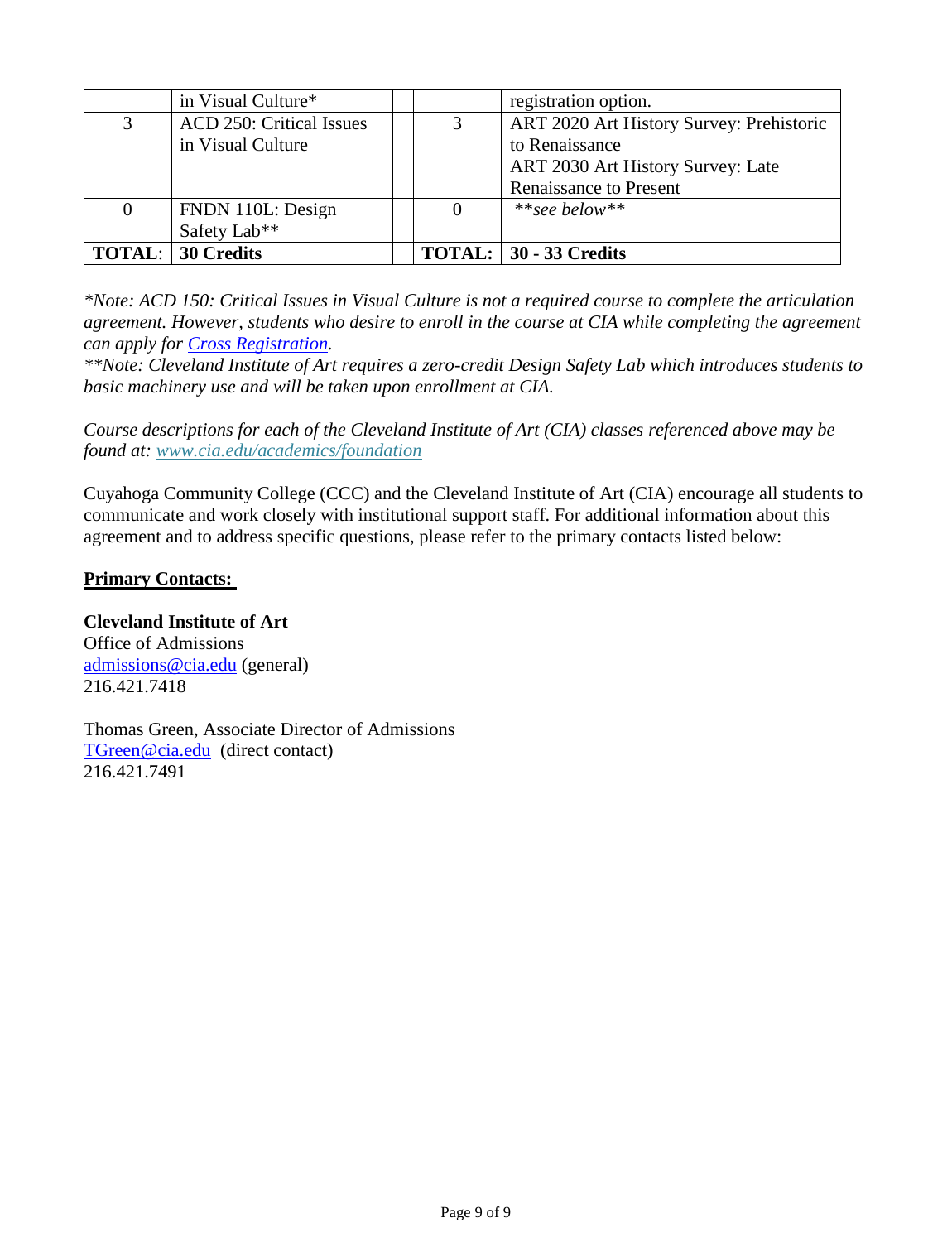| | | | | |
|---|---|---|---|---|
| | in Visual Culture* | | | registration option. |
| 3 | ACD 250: Critical Issues in Visual Culture | | 3 | ART 2020 Art History Survey: Prehistoric to Renaissance<br>ART 2030 Art History Survey: Late Renaissance to Present |
| 0 | FNDN 110L: Design Safety Lab** | | 0 | *\*\*see below\*\** |
| **TOTAL**: | **30 Credits** | | **TOTAL:** | **30 - 33 Credits** |

*\*Note: ACD 150: Critical Issues in Visual Culture is not a required course to complete the articulation agreement. However, students who desire to enroll in the course at CIA while completing the agreement can apply for [Cross Registration](#).*
*\*\*Note: Cleveland Institute of Art requires a zero-credit Design Safety Lab which introduces students to basic machinery use and will be taken upon enrollment at CIA.*

*Course descriptions for each of the Cleveland Institute of Art (CIA) classes referenced above may be found at: [www.cia.edu/academics/foundation](http://www.cia.edu/academics/foundation)*

Cuyahoga Community College (CCC) and the Cleveland Institute of Art (CIA) encourage all students to communicate and work closely with institutional support staff. For additional information about this agreement and to address specific questions, please refer to the primary contacts listed below:

**Primary Contacts:**

**Cleveland Institute of Art**
Office of Admissions
admissions@cia.edu (general)
216.421.7418

Thomas Green, Associate Director of Admissions
TGreen@cia.edu (direct contact)
216.421.7491